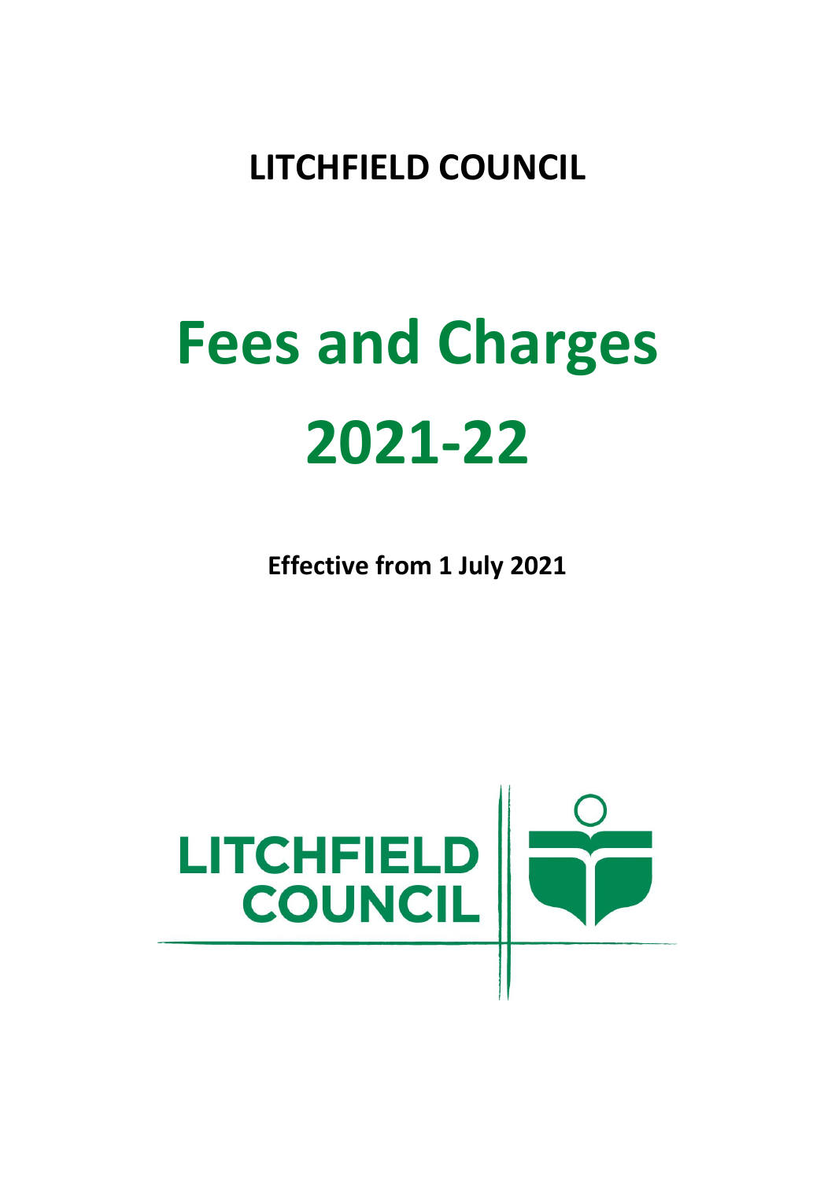**LITCHFIELD COUNCIL**

# Fees and Charges 2021-22

**Effective from 1 July 2021**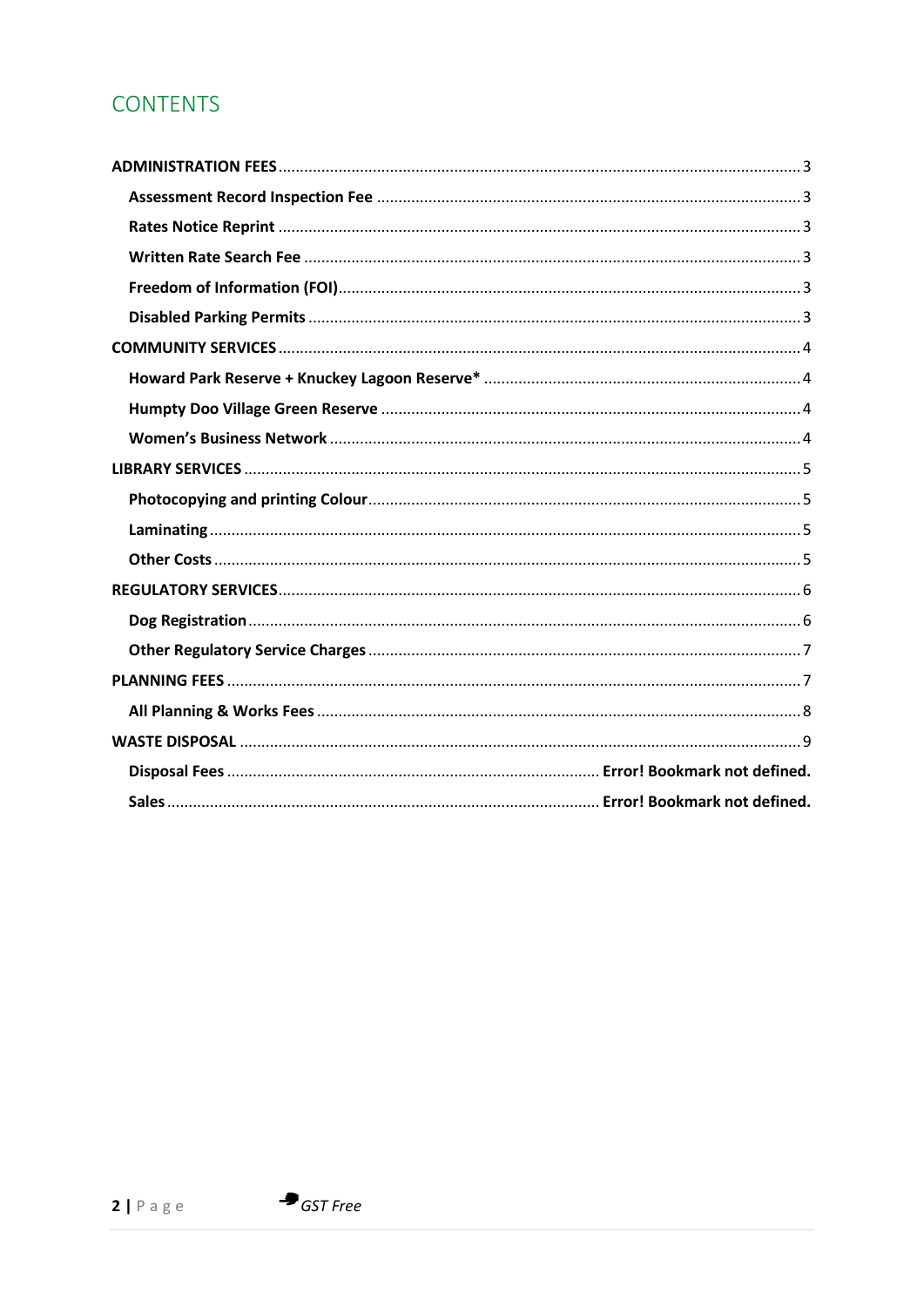# CONTENTS

**ADMINISTRATION FEES** ..... 3

- **Assessment Record Inspection Fee** ..... 3
- **Rates Notice Reprint** ..... 3
- **Written Rate Search Fee** ..... 3
- **Freedom of Information (FOI)** ..... 3
- **Disabled Parking Permits** ..... 3

**COMMUNITY SERVICES** ..... 4

- **Howard Park Reserve + Knuckey Lagoon Reserve*** ..... 4
- **Humpty Doo Village Green Reserve** ..... 4
- **Women's Business Network** ..... 4

**LIBRARY SERVICES** ..... 5

- **Photocopying and printing Colour** ..... 5
- **Laminating** ..... 5
- **Other Costs** ..... 5

**REGULATORY SERVICES** ..... 6

- **Dog Registration** ..... 6
- **Other Regulatory Service Charges** ..... 7

**PLANNING FEES** ..... 7

- **All Planning & Works Fees** ..... 8

**WASTE DISPOSAL** ..... 9

- **Disposal Fees** ..... **Error! Bookmark not defined.**
- **Sales** ..... **Error! Bookmark not defined.**

*GST Free*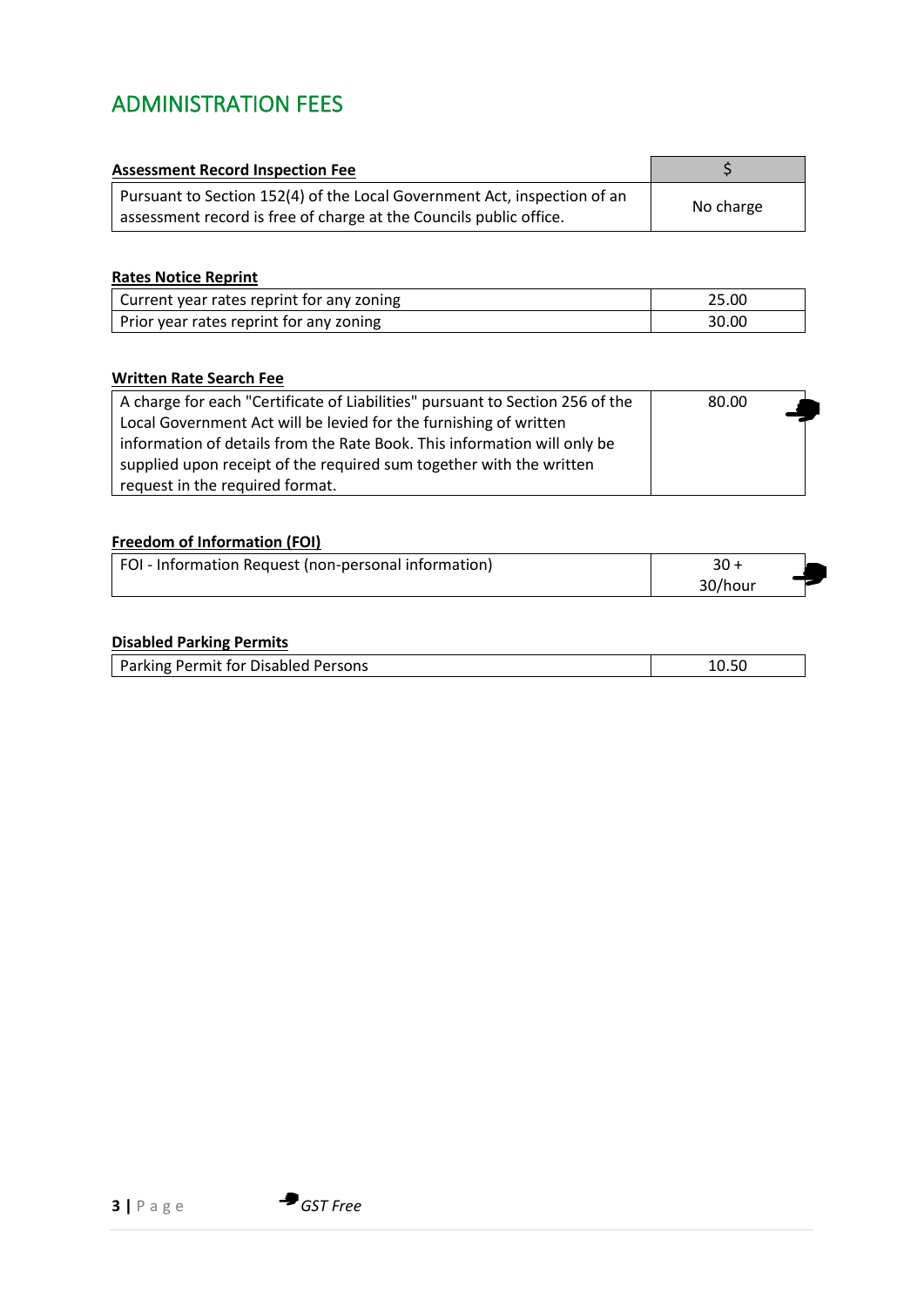# ADMINISTRATION FEES

| **Assessment Record Inspection Fee** | $ |
|---|---|
| Pursuant to Section 152(4) of the Local Government Act, inspection of an assessment record is free of charge at the Councils public office. | No charge |

**Rates Notice Reprint**

| | |
|---|---|
| Current year rates reprint for any zoning | 25.00 |
| Prior year rates reprint for any zoning | 30.00 |

**Written Rate Search Fee**

| | |
|---|---|
| A charge for each "Certificate of Liabilities" pursuant to Section 256 of the Local Government Act will be levied for the furnishing of written information of details from the Rate Book. This information will only be supplied upon receipt of the required sum together with the written request in the required format. | 80.00 (GST Free) |

**Freedom of Information (FOI)**

| | |
|---|---|
| FOI - Information Request (non-personal information) | 30 + 30/hour (GST Free) |

**Disabled Parking Permits**

| | |
|---|---|
| Parking Permit for Disabled Persons | 10.50 |

*GST Free*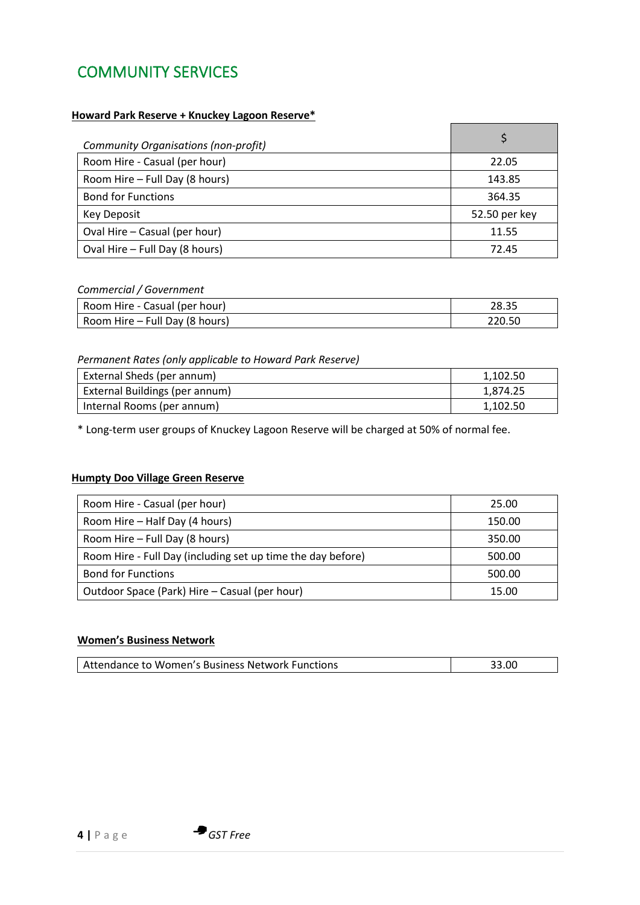# COMMUNITY SERVICES

**Howard Park Reserve + Knuckey Lagoon Reserve***

| *Community Organisations (non-profit)* | $ |
|---|---|
| Room Hire - Casual (per hour) | 22.05 |
| Room Hire – Full Day (8 hours) | 143.85 |
| Bond for Functions | 364.35 |
| Key Deposit | 52.50 per key |
| Oval Hire – Casual (per hour) | 11.55 |
| Oval Hire – Full Day (8 hours) | 72.45 |

*Commercial / Government*

| | |
|---|---|
| Room Hire - Casual (per hour) | 28.35 |
| Room Hire – Full Day (8 hours) | 220.50 |

*Permanent Rates (only applicable to Howard Park Reserve)*

| | |
|---|---|
| External Sheds (per annum) | 1,102.50 |
| External Buildings (per annum) | 1,874.25 |
| Internal Rooms (per annum) | 1,102.50 |

* Long-term user groups of Knuckey Lagoon Reserve will be charged at 50% of normal fee.

**Humpty Doo Village Green Reserve**

| | |
|---|---|
| Room Hire - Casual (per hour) | 25.00 |
| Room Hire – Half Day (4 hours) | 150.00 |
| Room Hire – Full Day (8 hours) | 350.00 |
| Room Hire - Full Day (including set up time the day before) | 500.00 |
| Bond for Functions | 500.00 |
| Outdoor Space (Park) Hire – Casual (per hour) | 15.00 |

**Women's Business Network**

| | |
|---|---|
| Attendance to Women's Business Network Functions | 33.00 |

*GST Free*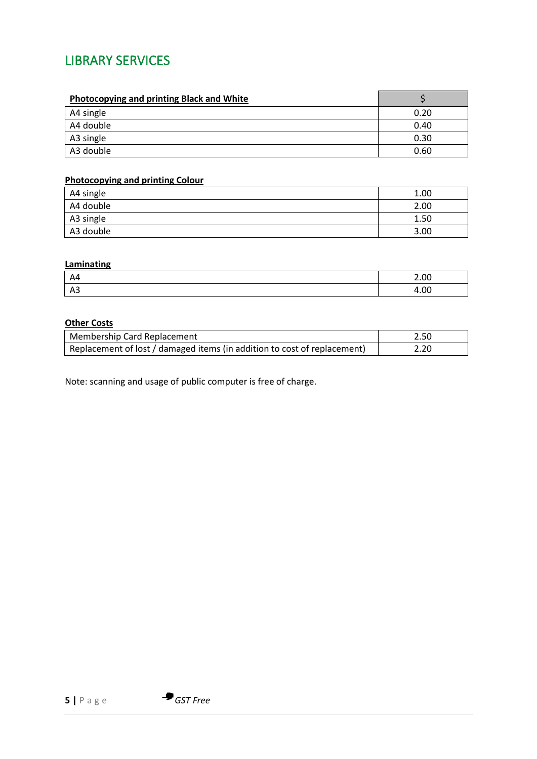# LIBRARY SERVICES

| **Photocopying and printing Black and White** | $ |
|---|---|
| A4 single | 0.20 |
| A4 double | 0.40 |
| A3 single | 0.30 |
| A3 double | 0.60 |

**Photocopying and printing Colour**

| | |
|---|---|
| A4 single | 1.00 |
| A4 double | 2.00 |
| A3 single | 1.50 |
| A3 double | 3.00 |

**Laminating**

| | |
|---|---|
| A4 | 2.00 |
| A3 | 4.00 |

**Other Costs**

| | |
|---|---|
| Membership Card Replacement | 2.50 |
| Replacement of lost / damaged items (in addition to cost of replacement) | 2.20 |

Note: scanning and usage of public computer is free of charge.

*GST Free*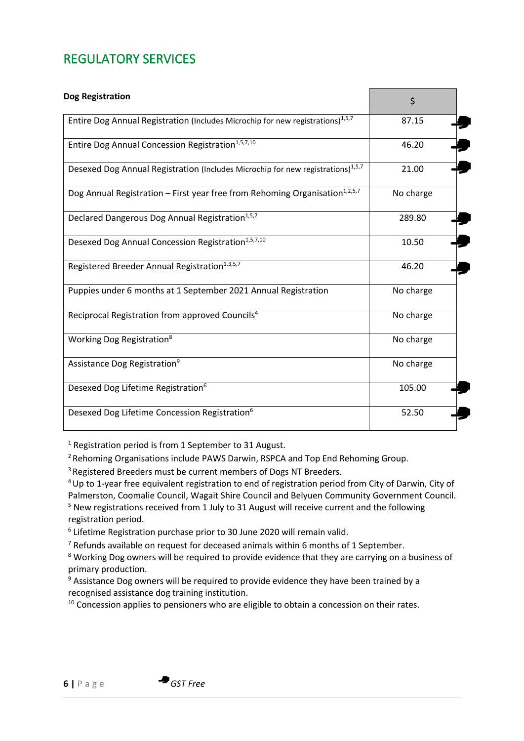## REGULATORY SERVICES

| **Dog Registration** | $ | |
|---|---|---|
| Entire Dog Annual Registration (Includes Microchip for new registrations)[1,5,7] | 87.15 | GST Free |
| Entire Dog Annual Concession Registration[1,5,7,10] | 46.20 | GST Free |
| Desexed Dog Annual Registration (Includes Microchip for new registrations)[1,5,7] | 21.00 | GST Free |
| Dog Annual Registration – First year free from Rehoming Organisation[1,2,5,7] | No charge | |
| Declared Dangerous Dog Annual Registration[1,5,7] | 289.80 | GST Free |
| Desexed Dog Annual Concession Registration[1,5,7,10] | 10.50 | GST Free |
| Registered Breeder Annual Registration[1,3,5,7] | 46.20 | GST Free |
| Puppies under 6 months at 1 September 2021 Annual Registration | No charge | |
| Reciprocal Registration from approved Councils[4] | No charge | |
| Working Dog Registration[8] | No charge | |
| Assistance Dog Registration[9] | No charge | |
| Desexed Dog Lifetime Registration[6] | 105.00 | GST Free |
| Desexed Dog Lifetime Concession Registration[6] | 52.50 | GST Free |

[1] Registration period is from 1 September to 31 August.

[2] Rehoming Organisations include PAWS Darwin, RSPCA and Top End Rehoming Group.

[3] Registered Breeders must be current members of Dogs NT Breeders.

[4] Up to 1-year free equivalent registration to end of registration period from City of Darwin, City of Palmerston, Coomalie Council, Wagait Shire Council and Belyuen Community Government Council.

[5] New registrations received from 1 July to 31 August will receive current and the following registration period.

[6] Lifetime Registration purchase prior to 30 June 2020 will remain valid.

[7] Refunds available on request for deceased animals within 6 months of 1 September.

[8] Working Dog owners will be required to provide evidence that they are carrying on a business of primary production.

[9] Assistance Dog owners will be required to provide evidence they have been trained by a recognised assistance dog training institution.

[10] Concession applies to pensioners who are eligible to obtain a concession on their rates.

*GST Free*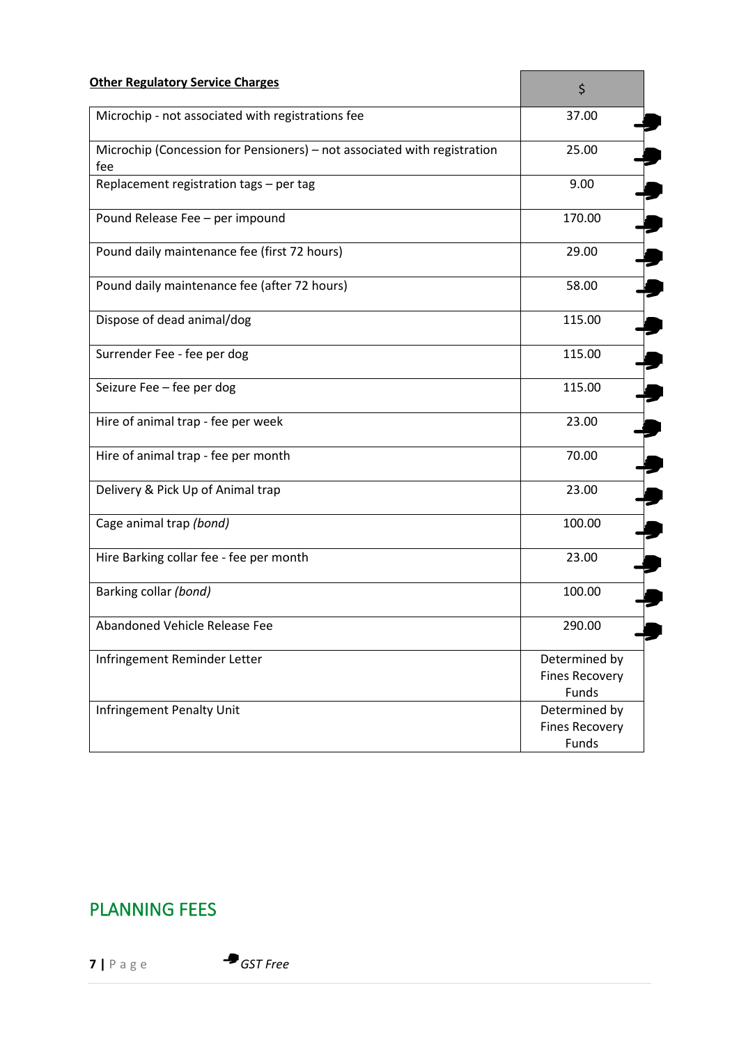| **Other Regulatory Service Charges** | $ |
|---|---|
| Microchip - not associated with registrations fee | 37.00 |
| Microchip (Concession for Pensioners) – not associated with registration fee | 25.00 |
| Replacement registration tags – per tag | 9.00 |
| Pound Release Fee – per impound | 170.00 |
| Pound daily maintenance fee (first 72 hours) | 29.00 |
| Pound daily maintenance fee (after 72 hours) | 58.00 |
| Dispose of dead animal/dog | 115.00 |
| Surrender Fee - fee per dog | 115.00 |
| Seizure Fee – fee per dog | 115.00 |
| Hire of animal trap - fee per week | 23.00 |
| Hire of animal trap - fee per month | 70.00 |
| Delivery & Pick Up of Animal trap | 23.00 |
| Cage animal trap *(bond)* | 100.00 |
| Hire Barking collar fee - fee per month | 23.00 |
| Barking collar *(bond)* | 100.00 |
| Abandoned Vehicle Release Fee | 290.00 |
| Infringement Reminder Letter | Determined by Fines Recovery Funds |
| Infringement Penalty Unit | Determined by Fines Recovery Funds |

# PLANNING FEES

*GST Free*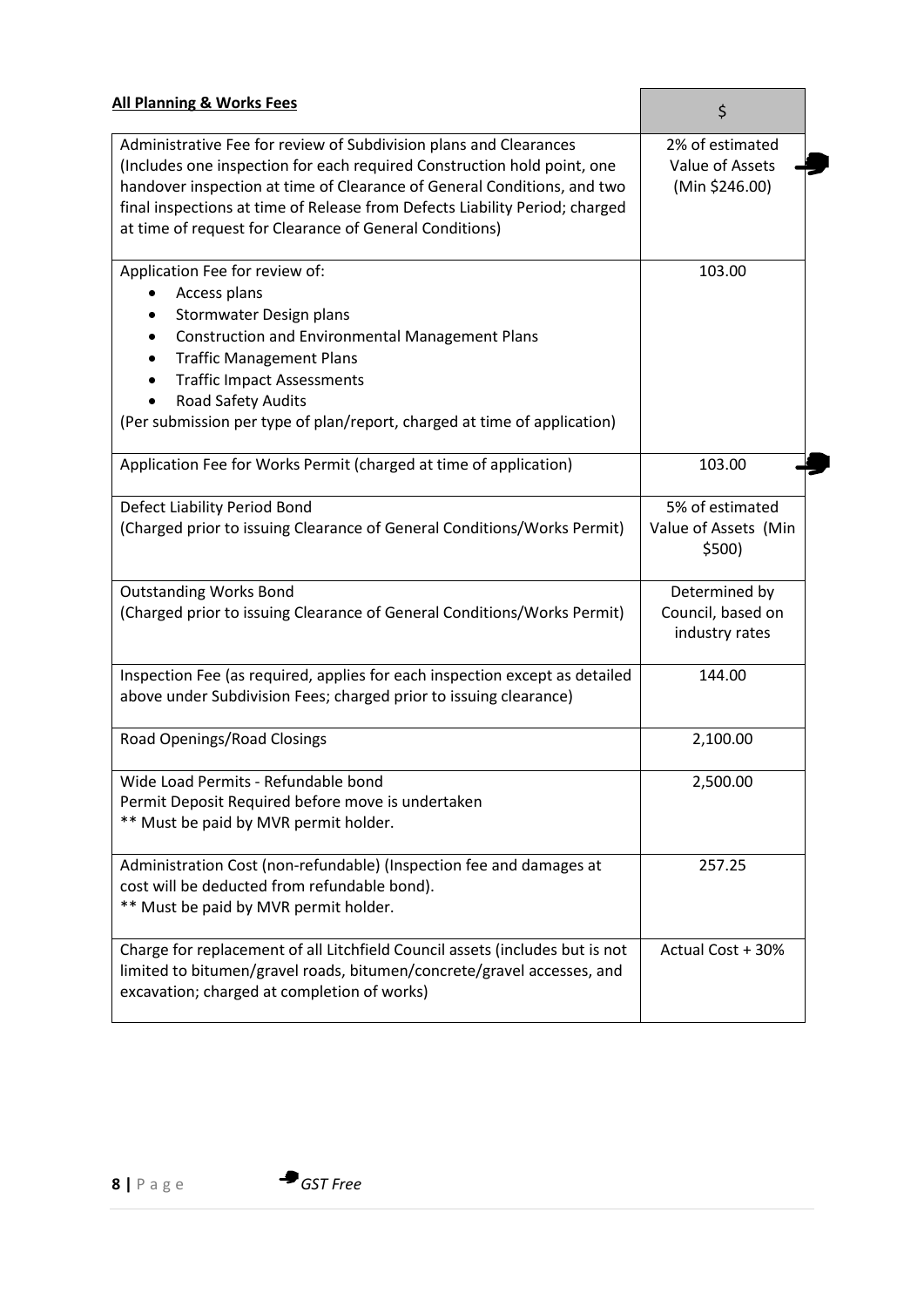| **All Planning & Works Fees** | $ |
|---|---|
| Administrative Fee for review of Subdivision plans and Clearances (Includes one inspection for each required Construction hold point, one handover inspection at time of Clearance of General Conditions, and two final inspections at time of Release from Defects Liability Period; charged at time of request for Clearance of General Conditions) | 2% of estimated Value of Assets (Min $246.00) (GST Free) |
| Application Fee for review of:<br>• Access plans<br>• Stormwater Design plans<br>• Construction and Environmental Management Plans<br>• Traffic Management Plans<br>• Traffic Impact Assessments<br>• Road Safety Audits<br>(Per submission per type of plan/report, charged at time of application) | 103.00 |
| Application Fee for Works Permit (charged at time of application) | 103.00 (GST Free) |
| Defect Liability Period Bond<br>(Charged prior to issuing Clearance of General Conditions/Works Permit) | 5% of estimated Value of Assets (Min $500) |
| Outstanding Works Bond<br>(Charged prior to issuing Clearance of General Conditions/Works Permit) | Determined by Council, based on industry rates |
| Inspection Fee (as required, applies for each inspection except as detailed above under Subdivision Fees; charged prior to issuing clearance) | 144.00 |
| Road Openings/Road Closings | 2,100.00 |
| Wide Load Permits - Refundable bond<br>Permit Deposit Required before move is undertaken<br>** Must be paid by MVR permit holder. | 2,500.00 |
| Administration Cost (non-refundable) (Inspection fee and damages at cost will be deducted from refundable bond).<br>** Must be paid by MVR permit holder. | 257.25 |
| Charge for replacement of all Litchfield Council assets (includes but is not limited to bitumen/gravel roads, bitumen/concrete/gravel accesses, and excavation; charged at completion of works) | Actual Cost + 30% |

*GST Free*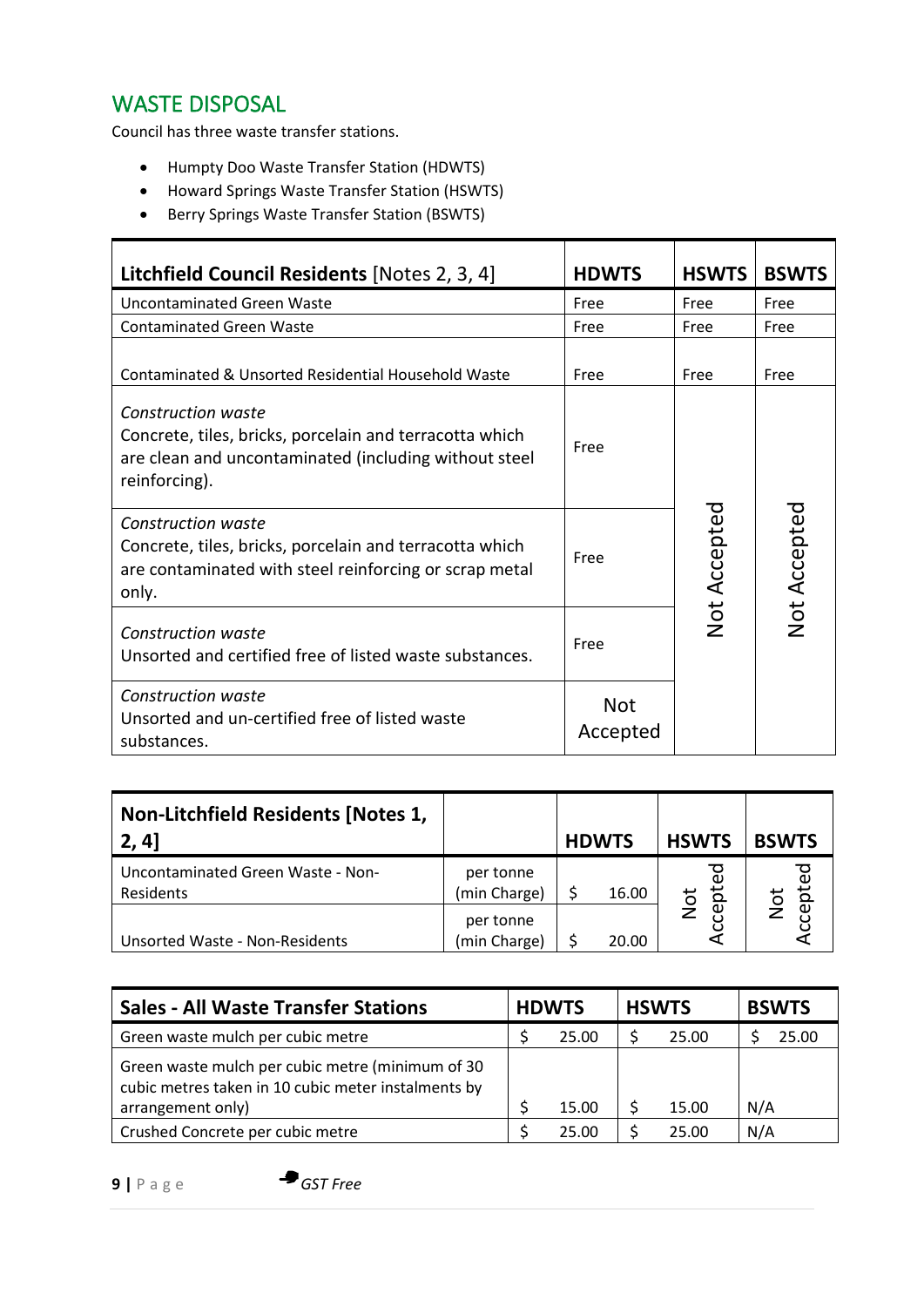## WASTE DISPOSAL

Council has three waste transfer stations.

- Humpty Doo Waste Transfer Station (HDWTS)
- Howard Springs Waste Transfer Station (HSWTS)
- Berry Springs Waste Transfer Station (BSWTS)

| **Litchfield Council Residents** [Notes 2, 3, 4] | **HDWTS** | **HSWTS** | **BSWTS** |
|---|---|---|---|
| Uncontaminated Green Waste | Free | Free | Free |
| Contaminated Green Waste | Free | Free | Free |
| Contaminated & Unsorted Residential Household Waste | Free | Free | Free |
| *Construction waste* Concrete, tiles, bricks, porcelain and terracotta which are clean and uncontaminated (including without steel reinforcing). | Free | Not Accepted | Not Accepted |
| *Construction waste* Concrete, tiles, bricks, porcelain and terracotta which are contaminated with steel reinforcing or scrap metal only. | Free | Not Accepted | Not Accepted |
| *Construction waste* Unsorted and certified free of listed waste substances. | Free | Not Accepted | Not Accepted |
| *Construction waste* Unsorted and un-certified free of listed waste substances. | Not Accepted | Not Accepted | Not Accepted |

| **Non-Litchfield Residents [Notes 1, 2, 4]** | | **HDWTS** | **HSWTS** | **BSWTS** |
|---|---|---|---|---|
| Uncontaminated Green Waste - Non-Residents | per tonne (min Charge) | $ 16.00 | Not Accepted | Not Accepted |
| Unsorted Waste - Non-Residents | per tonne (min Charge) | $ 20.00 | Not Accepted | Not Accepted |

| **Sales - All Waste Transfer Stations** | **HDWTS** | **HSWTS** | **BSWTS** |
|---|---|---|---|
| Green waste mulch per cubic metre | $ 25.00 | $ 25.00 | $ 25.00 |
| Green waste mulch per cubic metre (minimum of 30 cubic metres taken in 10 cubic meter instalments by arrangement only) | $ 15.00 | $ 15.00 | N/A |
| Crushed Concrete per cubic metre | $ 25.00 | $ 25.00 | N/A |

*GST Free*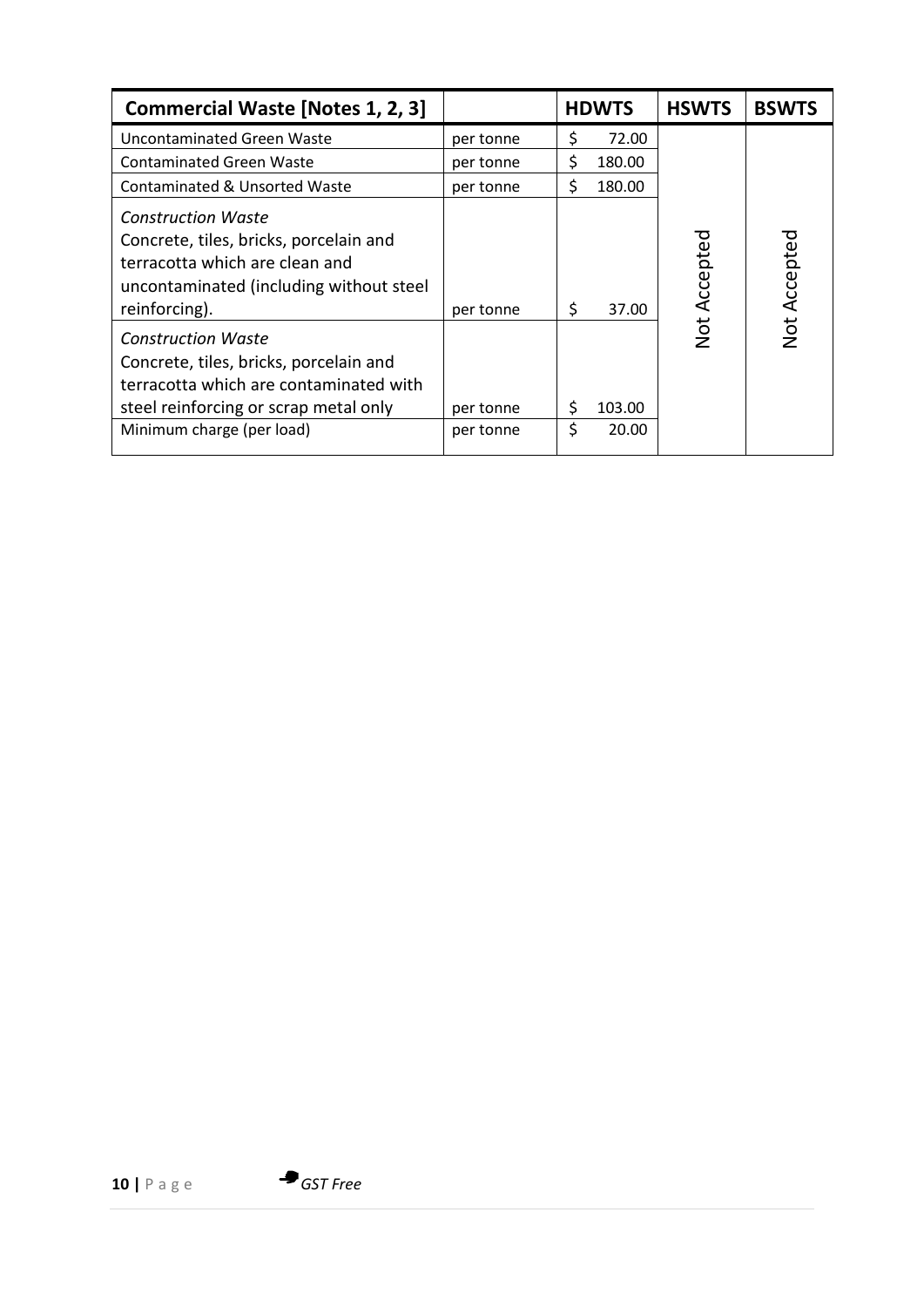| Commercial Waste [Notes 1, 2, 3] | | HDWTS | HSWTS | BSWTS |
|---|---|---|---|---|
| Uncontaminated Green Waste | per tonne | $ 72.00 | Not Accepted | Not Accepted |
| Contaminated Green Waste | per tonne | $ 180.00 | | |
| Contaminated & Unsorted Waste | per tonne | $ 180.00 | | |
| *Construction Waste* Concrete, tiles, bricks, porcelain and terracotta which are clean and uncontaminated (including without steel reinforcing). | per tonne | $ 37.00 | | |
| *Construction Waste* Concrete, tiles, bricks, porcelain and terracotta which are contaminated with steel reinforcing or scrap metal only | per tonne | $ 103.00 | | |
| Minimum charge (per load) | per tonne | $ 20.00 | | |

*GST Free*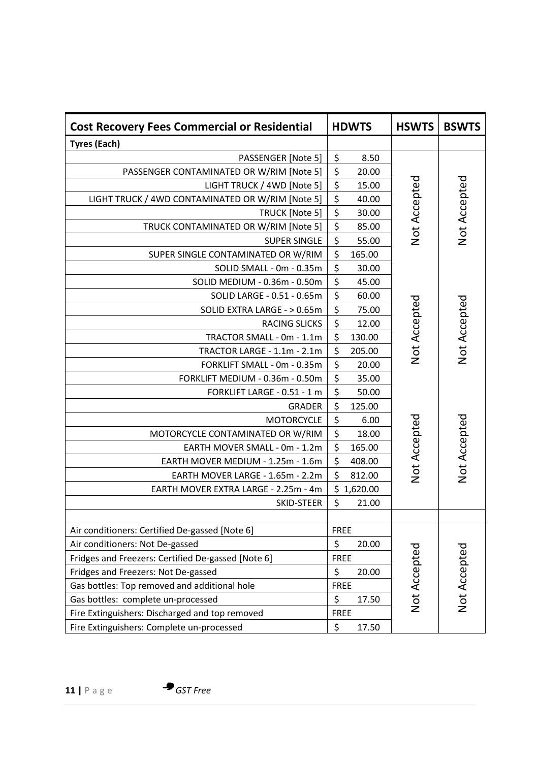| Cost Recovery Fees Commercial or Residential | HDWTS | HSWTS | BSWTS |
|---|---|---|---|
| **Tyres (Each)** | | | |
| PASSENGER [Note 5] | $ 8.50 | Not Accepted | Not Accepted |
| PASSENGER CONTAMINATED OR W/RIM [Note 5] | $ 20.00 | Not Accepted | Not Accepted |
| LIGHT TRUCK / 4WD [Note 5] | $ 15.00 | Not Accepted | Not Accepted |
| LIGHT TRUCK / 4WD CONTAMINATED OR W/RIM [Note 5] | $ 40.00 | Not Accepted | Not Accepted |
| TRUCK [Note 5] | $ 30.00 | Not Accepted | Not Accepted |
| TRUCK CONTAMINATED OR W/RIM [Note 5] | $ 85.00 | Not Accepted | Not Accepted |
| SUPER SINGLE | $ 55.00 | Not Accepted | Not Accepted |
| SUPER SINGLE CONTAMINATED OR W/RIM | $ 165.00 | Not Accepted | Not Accepted |
| SOLID SMALL - 0m - 0.35m | $ 30.00 | Not Accepted | Not Accepted |
| SOLID MEDIUM - 0.36m - 0.50m | $ 45.00 | Not Accepted | Not Accepted |
| SOLID LARGE - 0.51 - 0.65m | $ 60.00 | Not Accepted | Not Accepted |
| SOLID EXTRA LARGE - > 0.65m | $ 75.00 | Not Accepted | Not Accepted |
| RACING SLICKS | $ 12.00 | Not Accepted | Not Accepted |
| TRACTOR SMALL - 0m - 1.1m | $ 130.00 | Not Accepted | Not Accepted |
| TRACTOR LARGE - 1.1m - 2.1m | $ 205.00 | Not Accepted | Not Accepted |
| FORKLIFT SMALL - 0m - 0.35m | $ 20.00 | Not Accepted | Not Accepted |
| FORKLIFT MEDIUM - 0.36m - 0.50m | $ 35.00 | Not Accepted | Not Accepted |
| FORKLIFT LARGE - 0.51 - 1 m | $ 50.00 | Not Accepted | Not Accepted |
| GRADER | $ 125.00 | Not Accepted | Not Accepted |
| MOTORCYCLE | $ 6.00 | Not Accepted | Not Accepted |
| MOTORCYCLE CONTAMINATED OR W/RIM | $ 18.00 | Not Accepted | Not Accepted |
| EARTH MOVER SMALL - 0m - 1.2m | $ 165.00 | Not Accepted | Not Accepted |
| EARTH MOVER MEDIUM - 1.25m - 1.6m | $ 408.00 | Not Accepted | Not Accepted |
| EARTH MOVER LARGE - 1.65m - 2.2m | $ 812.00 | Not Accepted | Not Accepted |
| EARTH MOVER EXTRA LARGE - 2.25m - 4m | $ 1,620.00 | Not Accepted | Not Accepted |
| SKID-STEER | $ 21.00 | Not Accepted | Not Accepted |
| | | | |
| Air conditioners: Certified De-gassed [Note 6] | FREE | Not Accepted | Not Accepted |
| Air conditioners: Not De-gassed | $ 20.00 | Not Accepted | Not Accepted |
| Fridges and Freezers: Certified De-gassed [Note 6] | FREE | Not Accepted | Not Accepted |
| Fridges and Freezers: Not De-gassed | $ 20.00 | Not Accepted | Not Accepted |
| Gas bottles: Top removed and additional hole | FREE | Not Accepted | Not Accepted |
| Gas bottles: complete un-processed | $ 17.50 | Not Accepted | Not Accepted |
| Fire Extinguishers: Discharged and top removed | FREE | Not Accepted | Not Accepted |
| Fire Extinguishers: Complete un-processed | $ 17.50 | Not Accepted | Not Accepted |

*GST Free*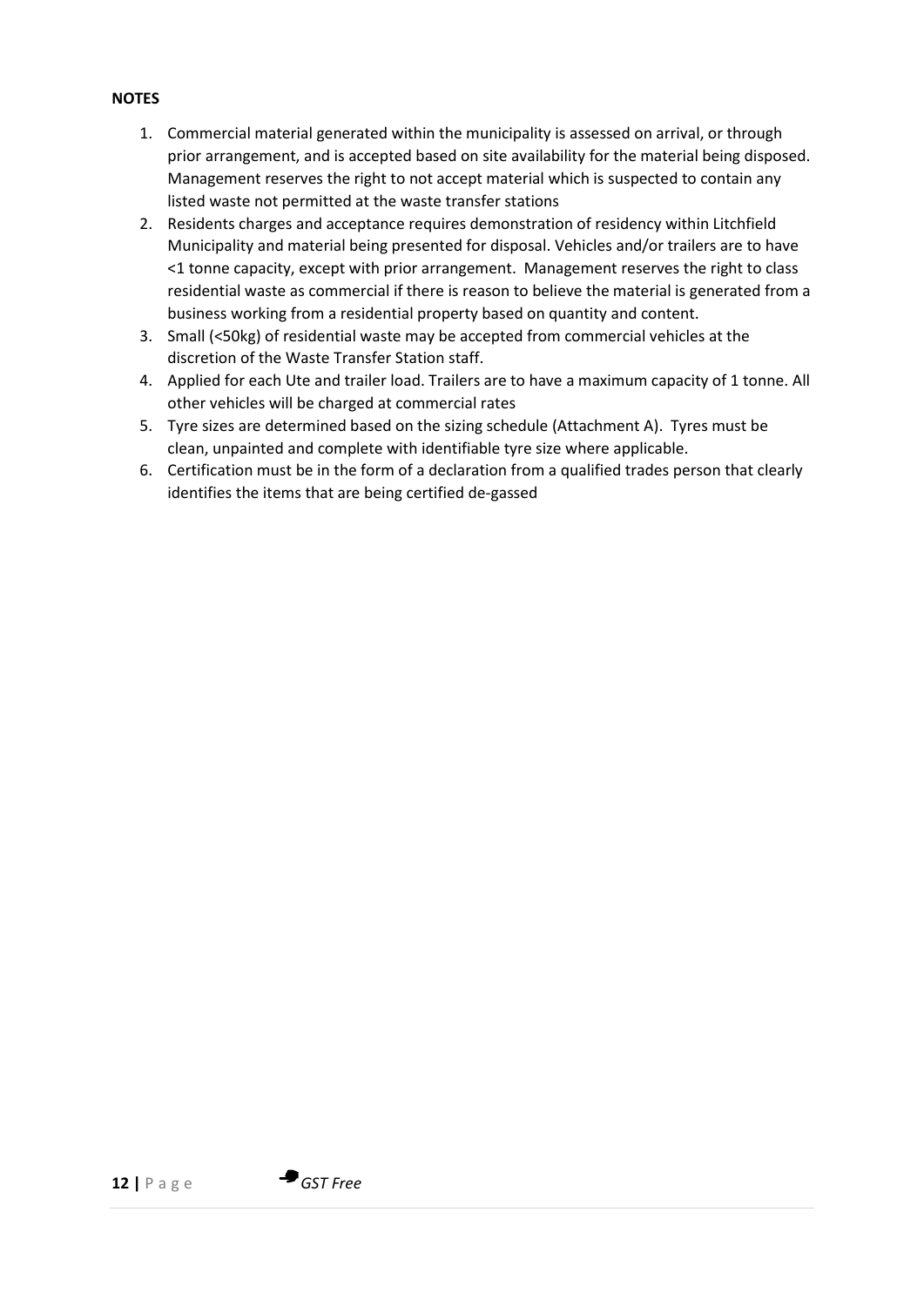**NOTES**

1. Commercial material generated within the municipality is assessed on arrival, or through prior arrangement, and is accepted based on site availability for the material being disposed. Management reserves the right to not accept material which is suspected to contain any listed waste not permitted at the waste transfer stations
2. Residents charges and acceptance requires demonstration of residency within Litchfield Municipality and material being presented for disposal. Vehicles and/or trailers are to have <1 tonne capacity, except with prior arrangement. Management reserves the right to class residential waste as commercial if there is reason to believe the material is generated from a business working from a residential property based on quantity and content.
3. Small (<50kg) of residential waste may be accepted from commercial vehicles at the discretion of the Waste Transfer Station staff.
4. Applied for each Ute and trailer load. Trailers are to have a maximum capacity of 1 tonne. All other vehicles will be charged at commercial rates
5. Tyre sizes are determined based on the sizing schedule (Attachment A). Tyres must be clean, unpainted and complete with identifiable tyre size where applicable.
6. Certification must be in the form of a declaration from a qualified trades person that clearly identifies the items that are being certified de-gassed

*GST Free*